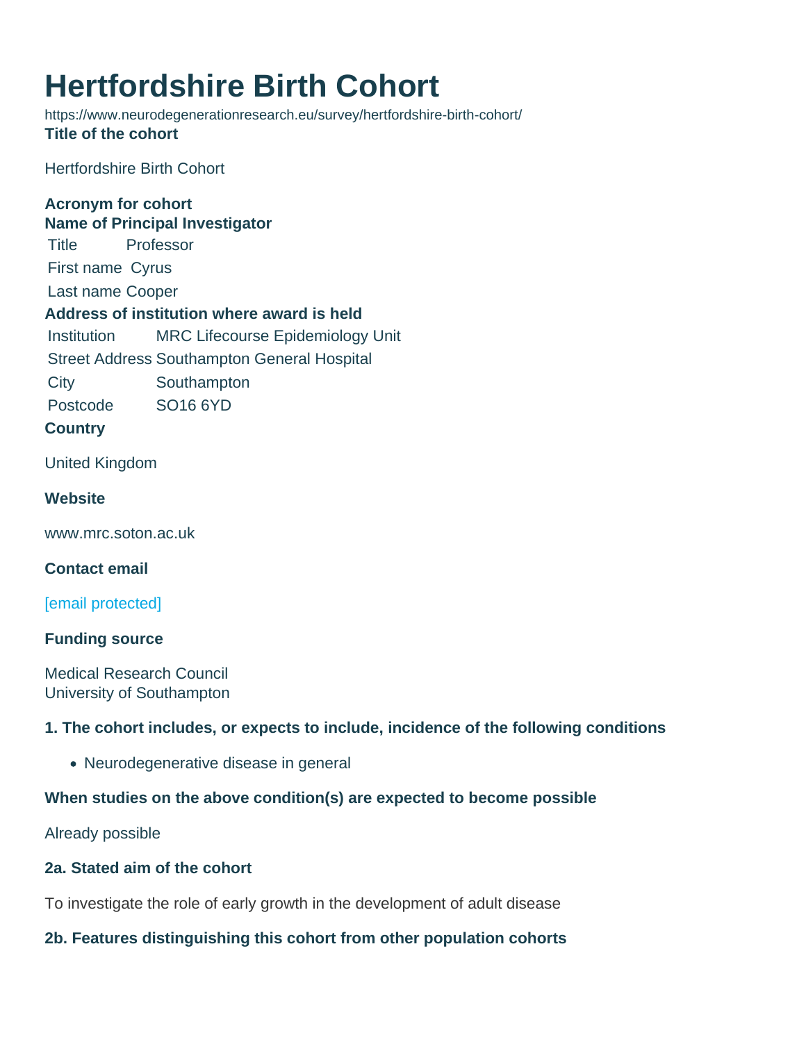# Hertfordshire Birth Cohort

https://www.neurodegenerationresearch.eu/survey/hertfordshire-birth-cohort/

**Title of the cohort**

Hertfordshire Birth Cohort

**Acronym for cohort**

**Name of Principal Investigator**

| | |
|---|---|
| Title | Professor |
| First name | Cyrus |
| Last name | Cooper |

**Address of institution where award is held**

| | |
|---|---|
| Institution | MRC Lifecourse Epidemiology Unit |
| Street Address | Southampton General Hospital |
| City | Southampton |
| Postcode | SO16 6YD |

**Country**

United Kingdom

**Website**

www.mrc.soton.ac.uk

**Contact email**

[email protected]

**Funding source**

Medical Research Council
University of Southampton

**1. The cohort includes, or expects to include, incidence of the following conditions**

- Neurodegenerative disease in general

**When studies on the above condition(s) are expected to become possible**

Already possible

**2a. Stated aim of the cohort**

To investigate the role of early growth in the development of adult disease

**2b. Features distinguishing this cohort from other population cohorts**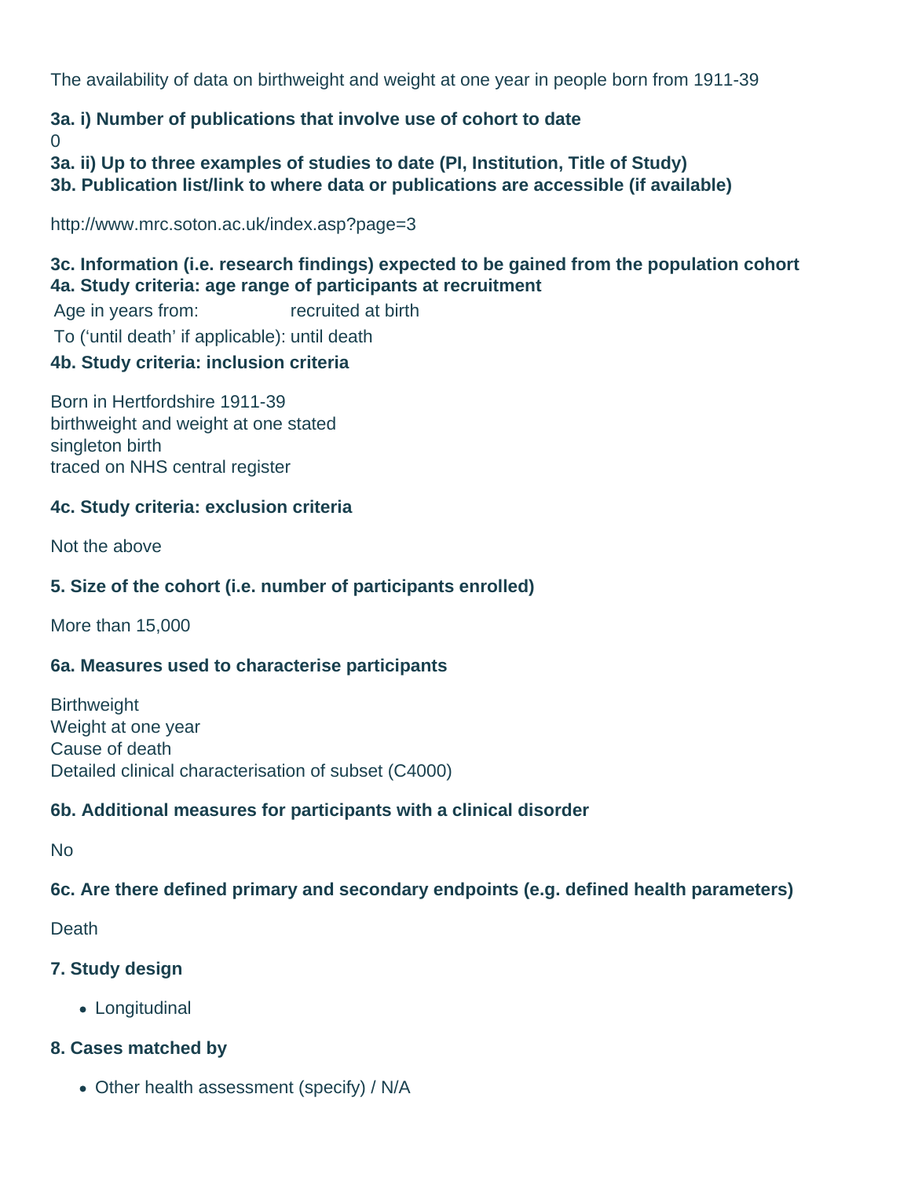The availability of data on birthweight and weight at one year in people born from 1911-39

**3a. i) Number of publications that involve use of cohort to date**

0

**3a. ii) Up to three examples of studies to date (PI, Institution, Title of Study)**

**3b. Publication list/link to where data or publications are accessible (if available)**

http://www.mrc.soton.ac.uk/index.asp?page=3

**3c. Information (i.e. research findings) expected to be gained from the population cohort**

**4a. Study criteria: age range of participants at recruitment**

| | |
|---|---|
| Age in years from: | recruited at birth |
| To ('until death' if applicable): | until death |

**4b. Study criteria: inclusion criteria**

Born in Hertfordshire 1911-39
birthweight and weight at one stated
singleton birth
traced on NHS central register

**4c. Study criteria: exclusion criteria**

Not the above

**5. Size of the cohort (i.e. number of participants enrolled)**

More than 15,000

**6a. Measures used to characterise participants**

Birthweight
Weight at one year
Cause of death
Detailed clinical characterisation of subset (C4000)

**6b. Additional measures for participants with a clinical disorder**

No

**6c. Are there defined primary and secondary endpoints (e.g. defined health parameters)**

Death

**7. Study design**

- Longitudinal

**8. Cases matched by**

- Other health assessment (specify) / N/A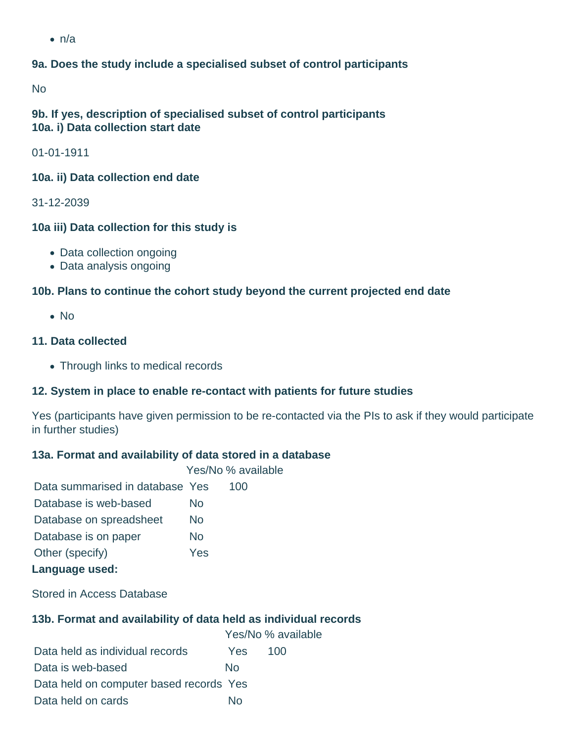- n/a

**9a. Does the study include a specialised subset of control participants**

No

**9b. If yes, description of specialised subset of control participants**
**10a. i) Data collection start date**

01-01-1911

**10a. ii) Data collection end date**

31-12-2039

**10a iii) Data collection for this study is**

- Data collection ongoing
- Data analysis ongoing

**10b. Plans to continue the cohort study beyond the current projected end date**

- No

**11. Data collected**

- Through links to medical records

**12. System in place to enable re-contact with patients for future studies**

Yes (participants have given permission to be re-contacted via the PIs to ask if they would participate in further studies)

**13a. Format and availability of data stored in a database**

| | Yes/No | % available |
|---|---|---|
| Data summarised in database | Yes | 100 |
| Database is web-based | No | |
| Database on spreadsheet | No | |
| Database is on paper | No | |
| Other (specify) | Yes | |

**Language used:**

Stored in Access Database

**13b. Format and availability of data held as individual records**

| | Yes/No | % available |
|---|---|---|
| Data held as individual records | Yes | 100 |
| Data is web-based | No | |
| Data held on computer based records | Yes | |
| Data held on cards | No | |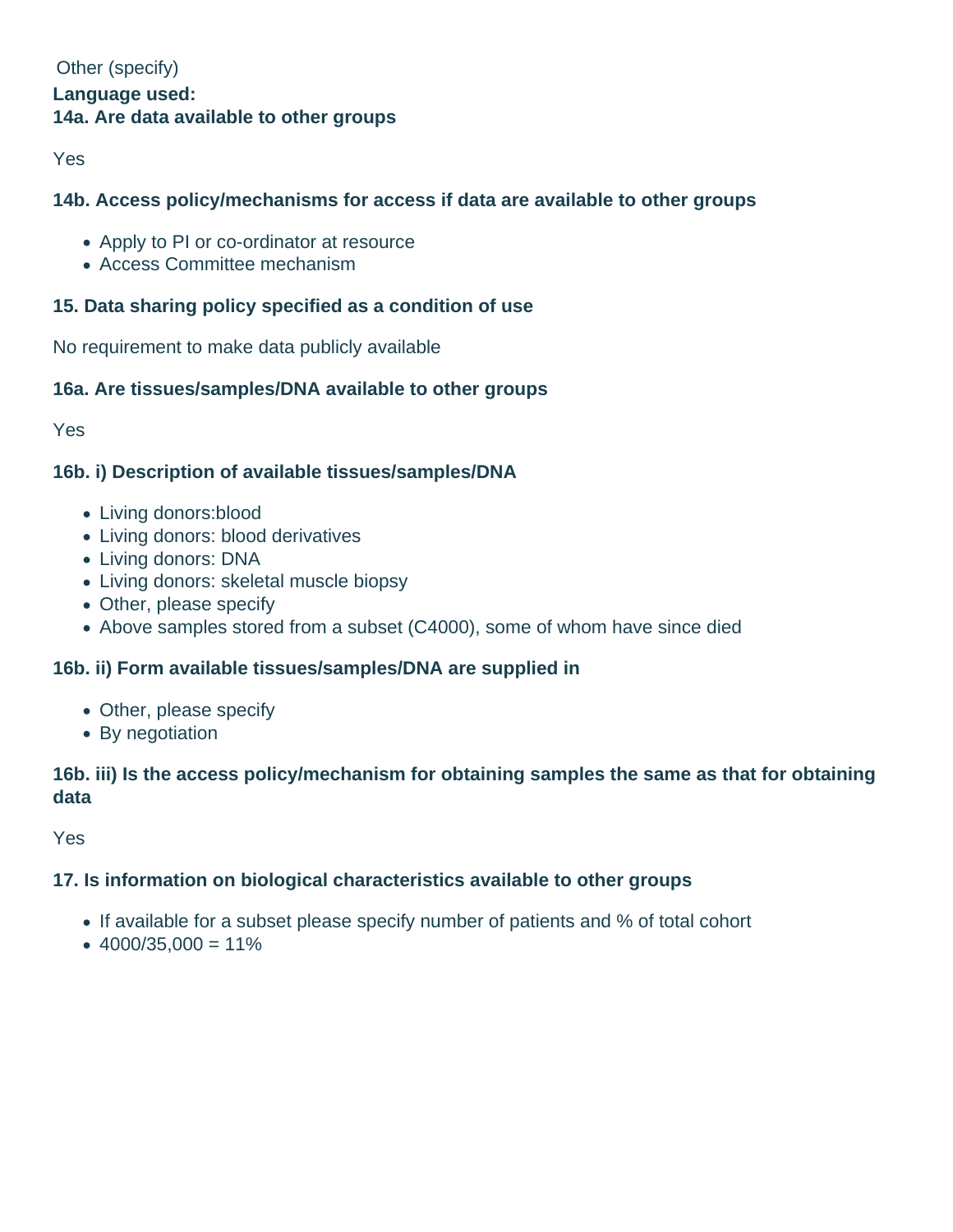Other (specify)

**Language used:**

**14a. Are data available to other groups**

Yes

**14b. Access policy/mechanisms for access if data are available to other groups**

- Apply to PI or co-ordinator at resource
- Access Committee mechanism

**15. Data sharing policy specified as a condition of use**

No requirement to make data publicly available

**16a. Are tissues/samples/DNA available to other groups**

Yes

**16b. i) Description of available tissues/samples/DNA**

- Living donors:blood
- Living donors: blood derivatives
- Living donors: DNA
- Living donors: skeletal muscle biopsy
- Other, please specify
- Above samples stored from a subset (C4000), some of whom have since died

**16b. ii) Form available tissues/samples/DNA are supplied in**

- Other, please specify
- By negotiation

**16b. iii) Is the access policy/mechanism for obtaining samples the same as that for obtaining data**

Yes

**17. Is information on biological characteristics available to other groups**

- If available for a subset please specify number of patients and % of total cohort
- 4000/35,000 = 11%